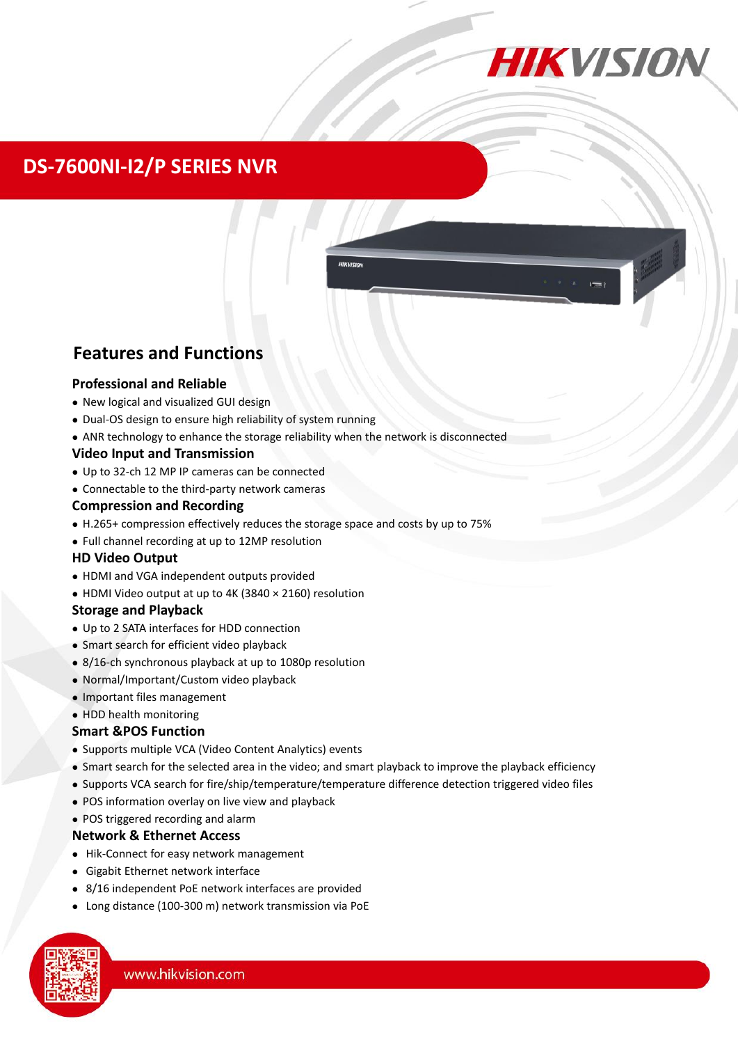# DS-7600NI-I2/P SERIES NVR

## Features and Functions

### Professional and Reliable

- New logical and visualized GUI design
- Dual-OS design to ensure high reliability of system running
- ANR technology to enhance the storage reliability when the network is disconnected

### Video Input and Transmission

- Up to 32-ch 12 MP IP cameras can be connected
- Connectable to the third-party network cameras

### Compression and Recording

- H.265+ compression effectively reduces the storage space and costs by up to 75%
- Full channel recording at up to 12MP resolution

### HD Video Output

- HDMI and VGA independent outputs provided
- HDMI Video output at up to 4K (3840 × 2160) resolution

### Storage and Playback

- Up to 2 SATA interfaces for HDD connection
- Smart search for efficient video playback
- 8/16-ch synchronous playback at up to 1080p resolution
- Normal/Important/Custom video playback
- Important files management
- HDD health monitoring

### Smart &POS Function

- Supports multiple VCA (Video Content Analytics) events
- Smart search for the selected area in the video; and smart playback to improve the playback efficiency
- Supports VCA search for fire/ship/temperature/temperature difference detection triggered video files
- POS information overlay on live view and playback
- POS triggered recording and alarm

### Network & Ethernet Access

- Hik-Connect for easy network management
- Gigabit Ethernet network interface
- 8/16 independent PoE network interfaces are provided
- Long distance (100-300 m) network transmission via PoE

www.hikvision.com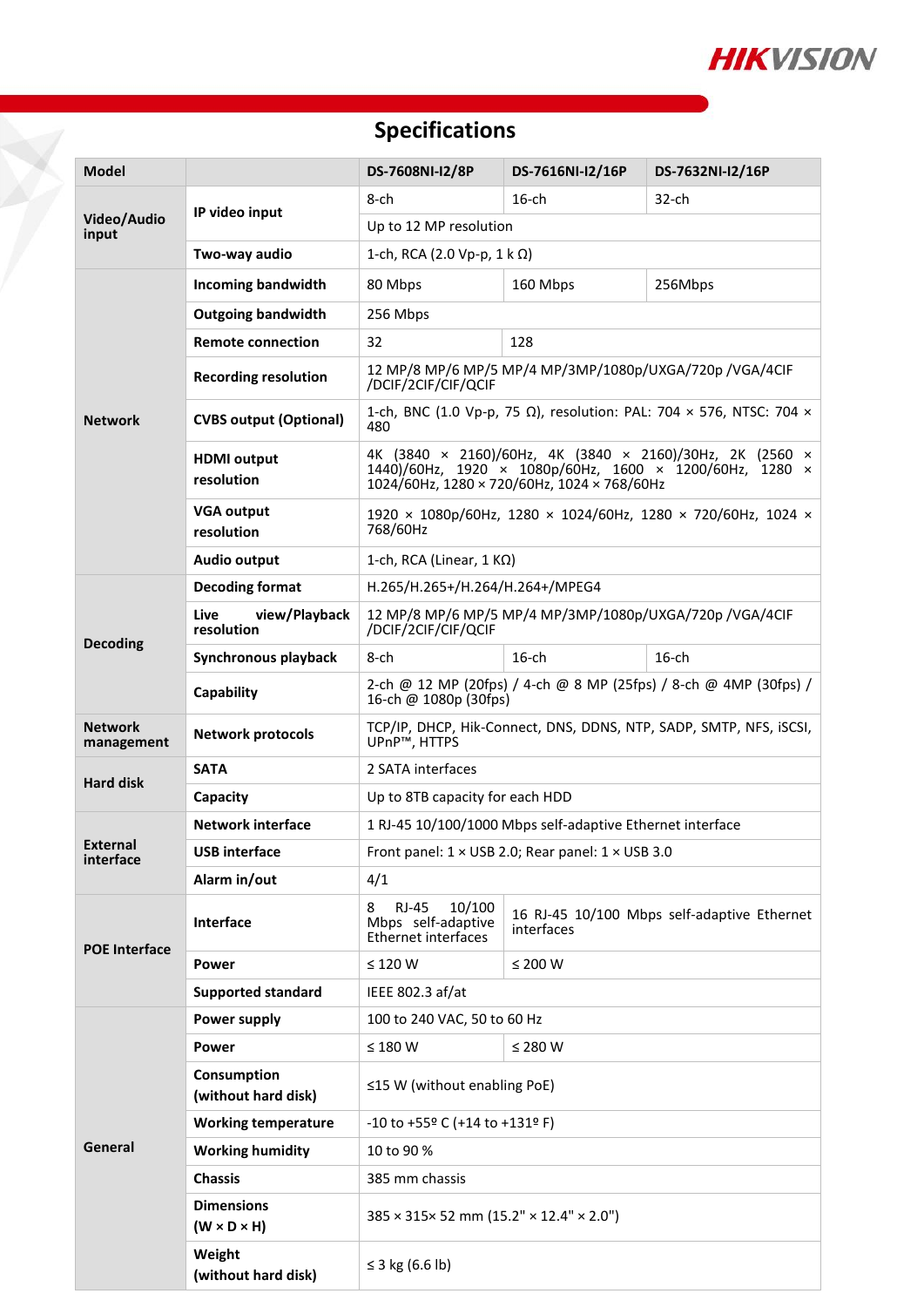## Specifications

| Model | | DS-7608NI-I2/8P | DS-7616NI-I2/16P | DS-7632NI-I2/16P |
|---|---|---|---|---|
| Video/Audio input | IP video input | 8-ch | 16-ch | 32-ch |
| | | Up to 12 MP resolution | | |
| | Two-way audio | 1-ch, RCA (2.0 Vp-p, 1 k Ω) | | |
| Network | Incoming bandwidth | 80 Mbps | 160 Mbps | 256Mbps |
| | Outgoing bandwidth | 256 Mbps | | |
| | Remote connection | 32 | 128 | |
| | Recording resolution | 12 MP/8 MP/6 MP/5 MP/4 MP/3MP/1080p/UXGA/720p /VGA/4CIF /DCIF/2CIF/CIF/QCIF | | |
| | CVBS output (Optional) | 1-ch, BNC (1.0 Vp-p, 75 Ω), resolution: PAL: 704 × 576, NTSC: 704 × 480 | | |
| | HDMI output resolution | 4K (3840 × 2160)/60Hz, 4K (3840 × 2160)/30Hz, 2K (2560 × 1440)/60Hz, 1920 × 1080p/60Hz, 1600 × 1200/60Hz, 1280 × 1024/60Hz, 1280 × 720/60Hz, 1024 × 768/60Hz | | |
| | VGA output resolution | 1920 × 1080p/60Hz, 1280 × 1024/60Hz, 1280 × 720/60Hz, 1024 × 768/60Hz | | |
| | Audio output | 1-ch, RCA (Linear, 1 KΩ) | | |
| Decoding | Decoding format | H.265/H.265+/H.264/H.264+/MPEG4 | | |
| | Live view/Playback resolution | 12 MP/8 MP/6 MP/5 MP/4 MP/3MP/1080p/UXGA/720p /VGA/4CIF /DCIF/2CIF/CIF/QCIF | | |
| | Synchronous playback | 8-ch | 16-ch | 16-ch |
| | Capability | 2-ch @ 12 MP (20fps) / 4-ch @ 8 MP (25fps) / 8-ch @ 4MP (30fps) / 16-ch @ 1080p (30fps) | | |
| Network management | Network protocols | TCP/IP, DHCP, Hik-Connect, DNS, DDNS, NTP, SADP, SMTP, NFS, iSCSI, UPnP™, HTTPS | | |
| Hard disk | SATA | 2 SATA interfaces | | |
| | Capacity | Up to 8TB capacity for each HDD | | |
| External interface | Network interface | 1 RJ-45 10/100/1000 Mbps self-adaptive Ethernet interface | | |
| | USB interface | Front panel: 1 × USB 2.0; Rear panel: 1 × USB 3.0 | | |
| | Alarm in/out | 4/1 | | |
| POE Interface | Interface | 8 RJ-45 10/100 Mbps self-adaptive Ethernet interfaces | 16 RJ-45 10/100 Mbps self-adaptive Ethernet interfaces | |
| | Power | ≤ 120 W | ≤ 200 W | |
| | Supported standard | IEEE 802.3 af/at | | |
| General | Power supply | 100 to 240 VAC, 50 to 60 Hz | | |
| | Power | ≤ 180 W | ≤ 280 W | |
| | Consumption (without hard disk) | ≤15 W (without enabling PoE) | | |
| | Working temperature | -10 to +55º C (+14 to +131º F) | | |
| | Working humidity | 10 to 90 % | | |
| | Chassis | 385 mm chassis | | |
| | Dimensions (W × D × H) | 385 × 315× 52 mm (15.2" × 12.4" × 2.0") | | |
| | Weight (without hard disk) | ≤ 3 kg (6.6 lb) | | |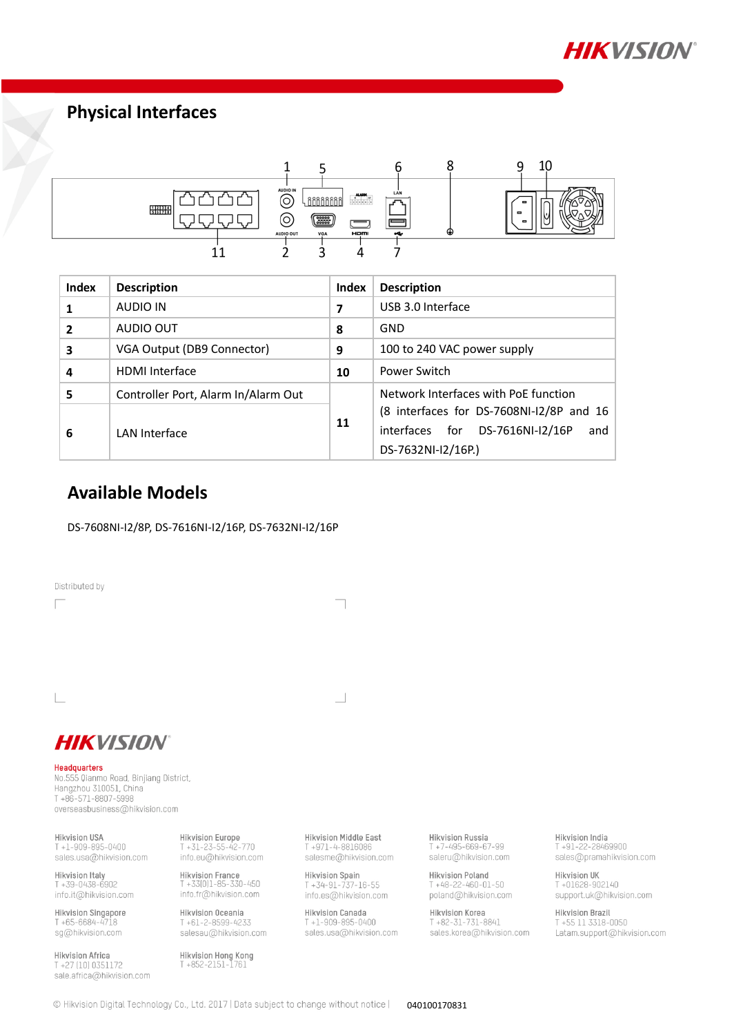## Physical Interfaces

1 5 6 8 9 10

AUDIO IN ALARM LAN

AUDIO OUT VGA HDMI

11 2 3 4 7

| Index | Description | Index | Description |
|---|---|---|---|
| 1 | AUDIO IN | 7 | USB 3.0 Interface |
| 2 | AUDIO OUT | 8 | GND |
| 3 | VGA Output (DB9 Connector) | 9 | 100 to 240 VAC power supply |
| 4 | HDMI Interface | 10 | Power Switch |
| 5 | Controller Port, Alarm In/Alarm Out | 11 | Network Interfaces with PoE function (8 interfaces for DS-7608NI-I2/8P and 16 interfaces for DS-7616NI-I2/16P and DS-7632NI-I2/16P.) |
| 6 | LAN Interface | | |

## Available Models

DS-7608NI-I2/8P, DS-7616NI-I2/16P, DS-7632NI-I2/16P

Distributed by

**HIKVISION**

Headquarters
No.555 Qianmo Road, Binjiang District,
Hangzhou 310051, China
T +86-571-8807-5998
overseasbusiness@hikvision.com

Hikvision USA
T +1-909-895-0400
sales.usa@hikvision.com

Hikvision Europe
T +31-23-55-42-770
info.eu@hikvision.com

Hikvision Middle East
T +971-4-8816086
salesme@hikvision.com

Hikvision Russia
T +7-495-669-67-99
saleru@hikvision.com

Hikvision India
T +91-22-28469900
sales@pramahikvision.com

Hikvision Italy
T +39-0438-6902
info.it@hikvision.com

Hikvision France
T +33(0)1-85-330-450
info.fr@hikvision.com

Hikvision Spain
T +34-91-737-16-55
info.es@hikvision.com

Hikvision Poland
T +48-22-460-01-50
poland@hikvision.com

Hikvision UK
T +01628-902140
support.uk@hikvision.com

Hikvision Singapore
T +65-6684-4718
sg@hikvision.com

Hikvision Oceania
T +61-2-8599-4233
salesau@hikvision.com

Hikvision Canada
T +1-909-895-0400
sales.usa@hikvision.com

Hikvision Korea
T +82-31-731-8841
sales.korea@hikvision.com

Hikvision Brazil
T +55 11 3318-0050
Latam.support@hikvision.com

Hikvision Africa
T +27 (10) 0351172
sale.africa@hikvision.com

Hikvision Hong Kong
T +852-2151-1761

© Hikvision Digital Technology Co., Ltd. 2017 | Data subject to change without notice | 040100170831